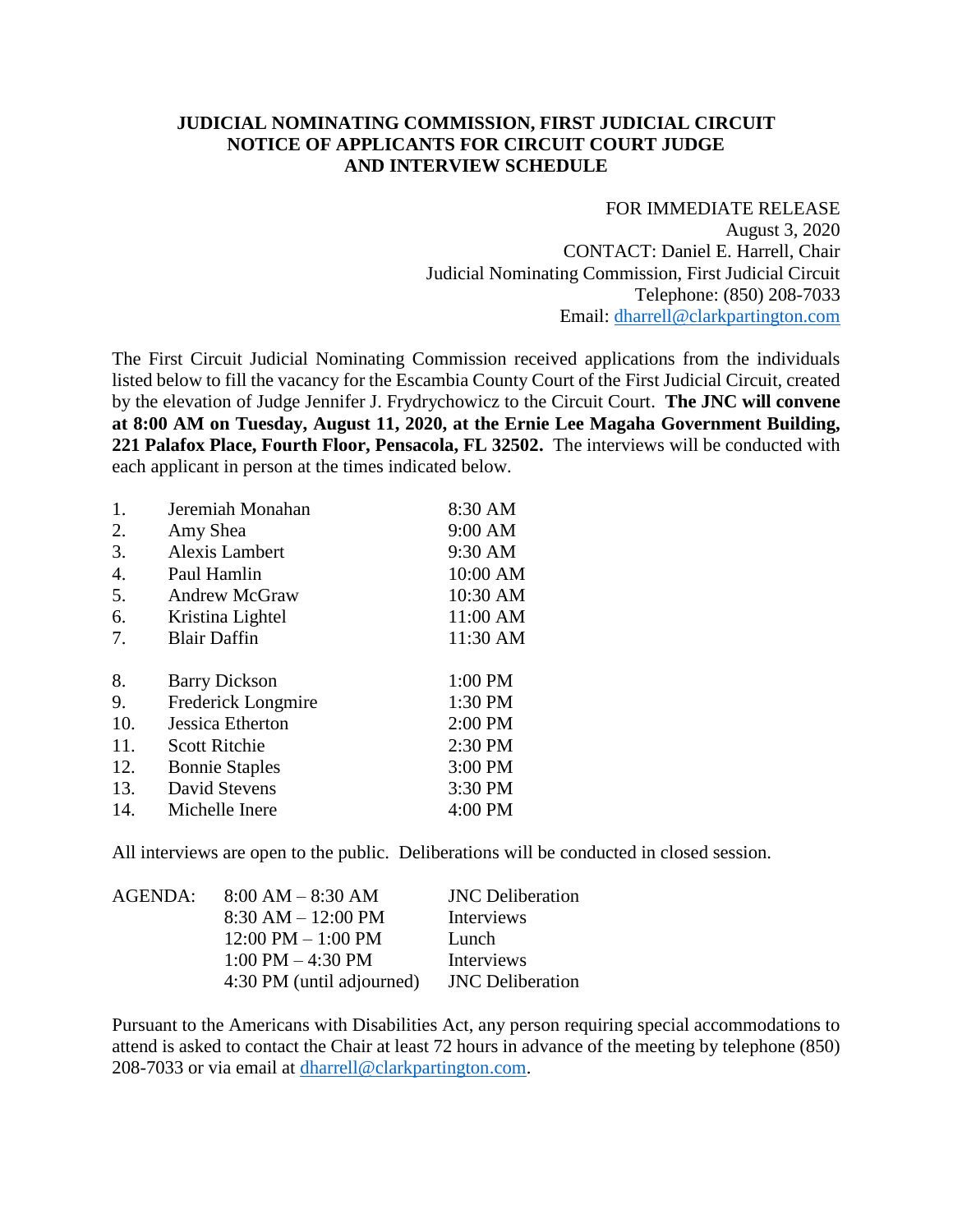# JUDICIAL NOMINATING COMMISSION, FIRST JUDICIAL CIRCUIT
## NOTICE OF APPLICANTS FOR CIRCUIT COURT JUDGE AND INTERVIEW SCHEDULE

FOR IMMEDIATE RELEASE
August 3, 2020
CONTACT: Daniel E. Harrell, Chair
Judicial Nominating Commission, First Judicial Circuit
Telephone: (850) 208-7033
Email: dharrell@clarkpartington.com

The First Circuit Judicial Nominating Commission received applications from the individuals listed below to fill the vacancy for the Escambia County Court of the First Judicial Circuit, created by the elevation of Judge Jennifer J. Frydrychowicz to the Circuit Court. **The JNC will convene at 8:00 AM on Tuesday, August 11, 2020, at the Ernie Lee Magaha Government Building, 221 Palafox Place, Fourth Floor, Pensacola, FL 32502.** The interviews will be conducted with each applicant in person at the times indicated below.

| | Applicant | Time |
|---|---|---|
| 1. | Jeremiah Monahan | 8:30 AM |
| 2. | Amy Shea | 9:00 AM |
| 3. | Alexis Lambert | 9:30 AM |
| 4. | Paul Hamlin | 10:00 AM |
| 5. | Andrew McGraw | 10:30 AM |
| 6. | Kristina Lightel | 11:00 AM |
| 7. | Blair Daffin | 11:30 AM |
| 8. | Barry Dickson | 1:00 PM |
| 9. | Frederick Longmire | 1:30 PM |
| 10. | Jessica Etherton | 2:00 PM |
| 11. | Scott Ritchie | 2:30 PM |
| 12. | Bonnie Staples | 3:00 PM |
| 13. | David Stevens | 3:30 PM |
| 14. | Michelle Inere | 4:00 PM |

All interviews are open to the public. Deliberations will be conducted in closed session.

| AGENDA: | | |
|---|---|---|
| | 8:00 AM – 8:30 AM | JNC Deliberation |
| | 8:30 AM – 12:00 PM | Interviews |
| | 12:00 PM – 1:00 PM | Lunch |
| | 1:00 PM – 4:30 PM | Interviews |
| | 4:30 PM (until adjourned) | JNC Deliberation |

Pursuant to the Americans with Disabilities Act, any person requiring special accommodations to attend is asked to contact the Chair at least 72 hours in advance of the meeting by telephone (850) 208-7033 or via email at dharrell@clarkpartington.com.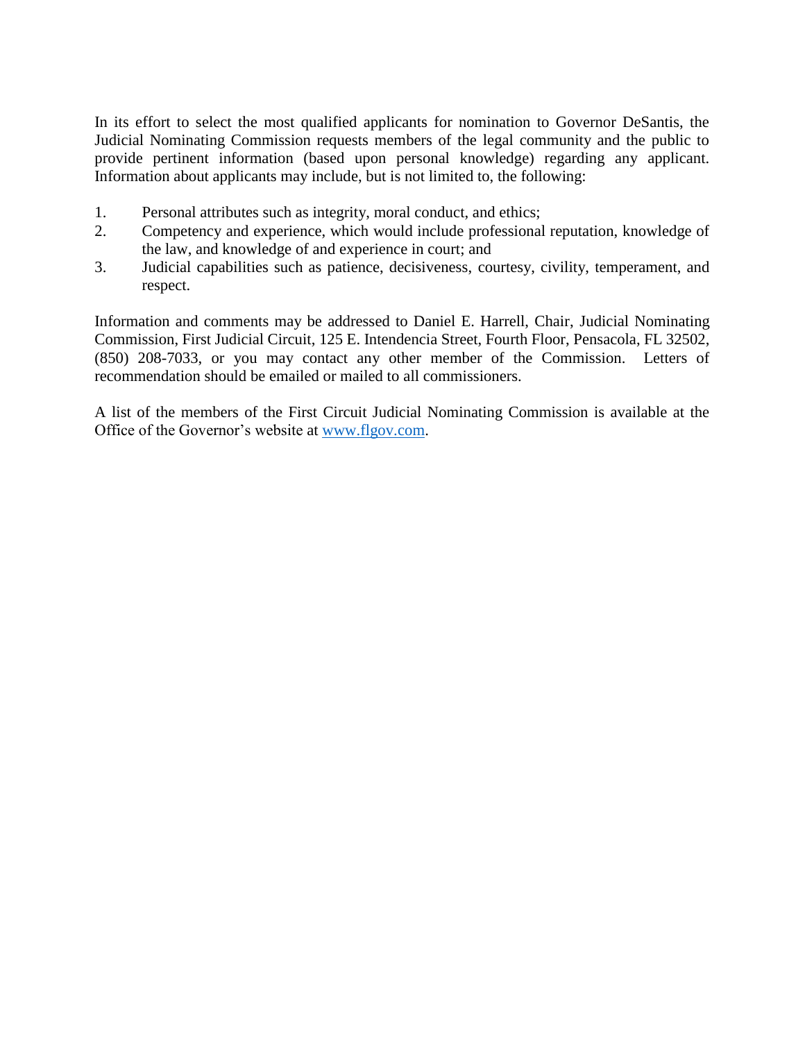In its effort to select the most qualified applicants for nomination to Governor DeSantis, the Judicial Nominating Commission requests members of the legal community and the public to provide pertinent information (based upon personal knowledge) regarding any applicant. Information about applicants may include, but is not limited to, the following:

1. Personal attributes such as integrity, moral conduct, and ethics;
2. Competency and experience, which would include professional reputation, knowledge of the law, and knowledge of and experience in court; and
3. Judicial capabilities such as patience, decisiveness, courtesy, civility, temperament, and respect.

Information and comments may be addressed to Daniel E. Harrell, Chair, Judicial Nominating Commission, First Judicial Circuit, 125 E. Intendencia Street, Fourth Floor, Pensacola, FL 32502, (850) 208-7033, or you may contact any other member of the Commission. Letters of recommendation should be emailed or mailed to all commissioners.

A list of the members of the First Circuit Judicial Nominating Commission is available at the Office of the Governor's website at [www.flgov.com](http://www.flgov.com).